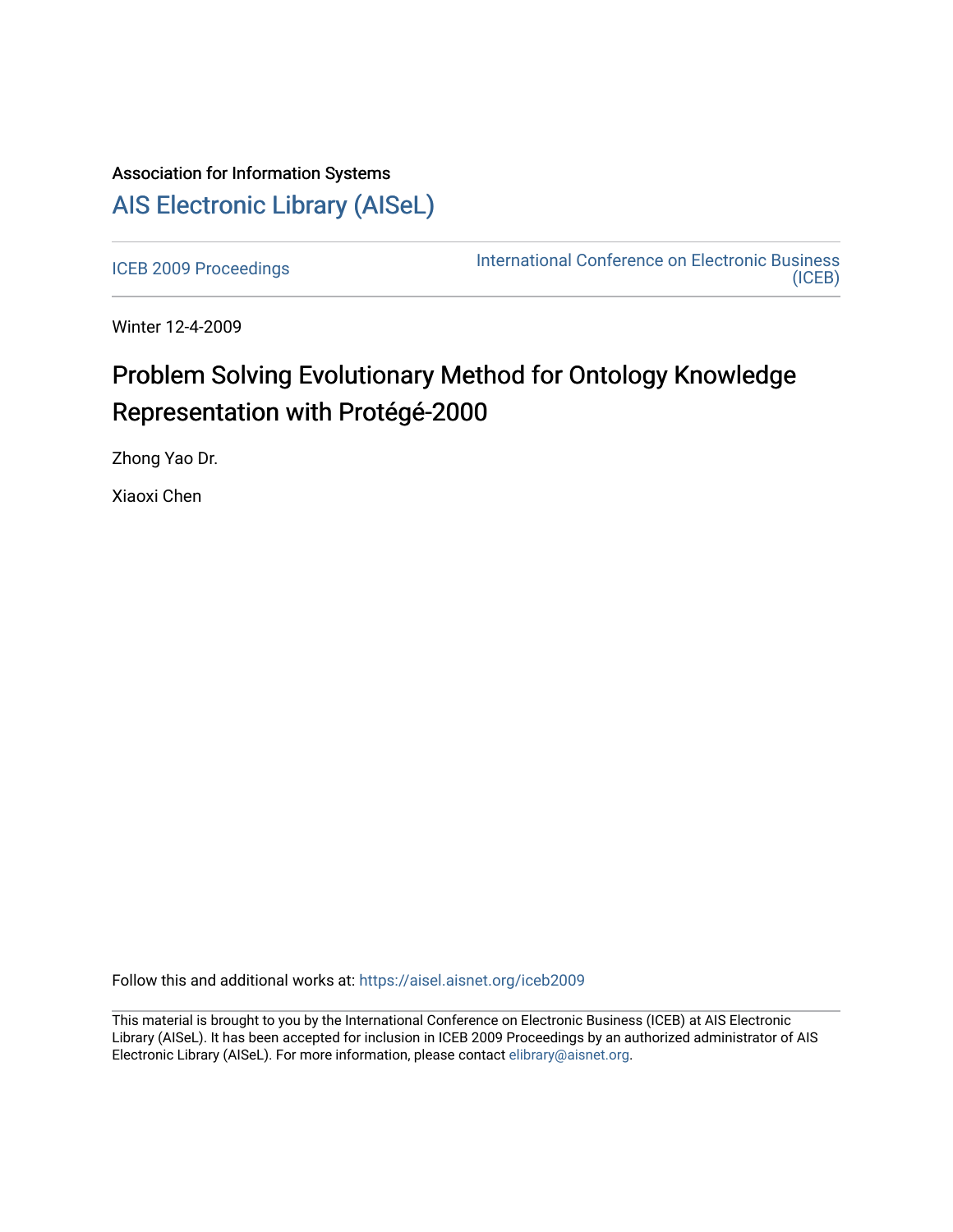Association for Information Systems

# AIS Electronic Library (AISeL)

ICEB 2009 Proceedings

International Conference on Electronic Business (ICEB)

Winter 12-4-2009

## Problem Solving Evolutionary Method for Ontology Knowledge Representation with Protégé-2000

Zhong Yao Dr.

Xiaoxi Chen

Follow this and additional works at: https://aisel.aisnet.org/iceb2009

This material is brought to you by the International Conference on Electronic Business (ICEB) at AIS Electronic Library (AISeL). It has been accepted for inclusion in ICEB 2009 Proceedings by an authorized administrator of AIS Electronic Library (AISeL). For more information, please contact elibrary@aisnet.org.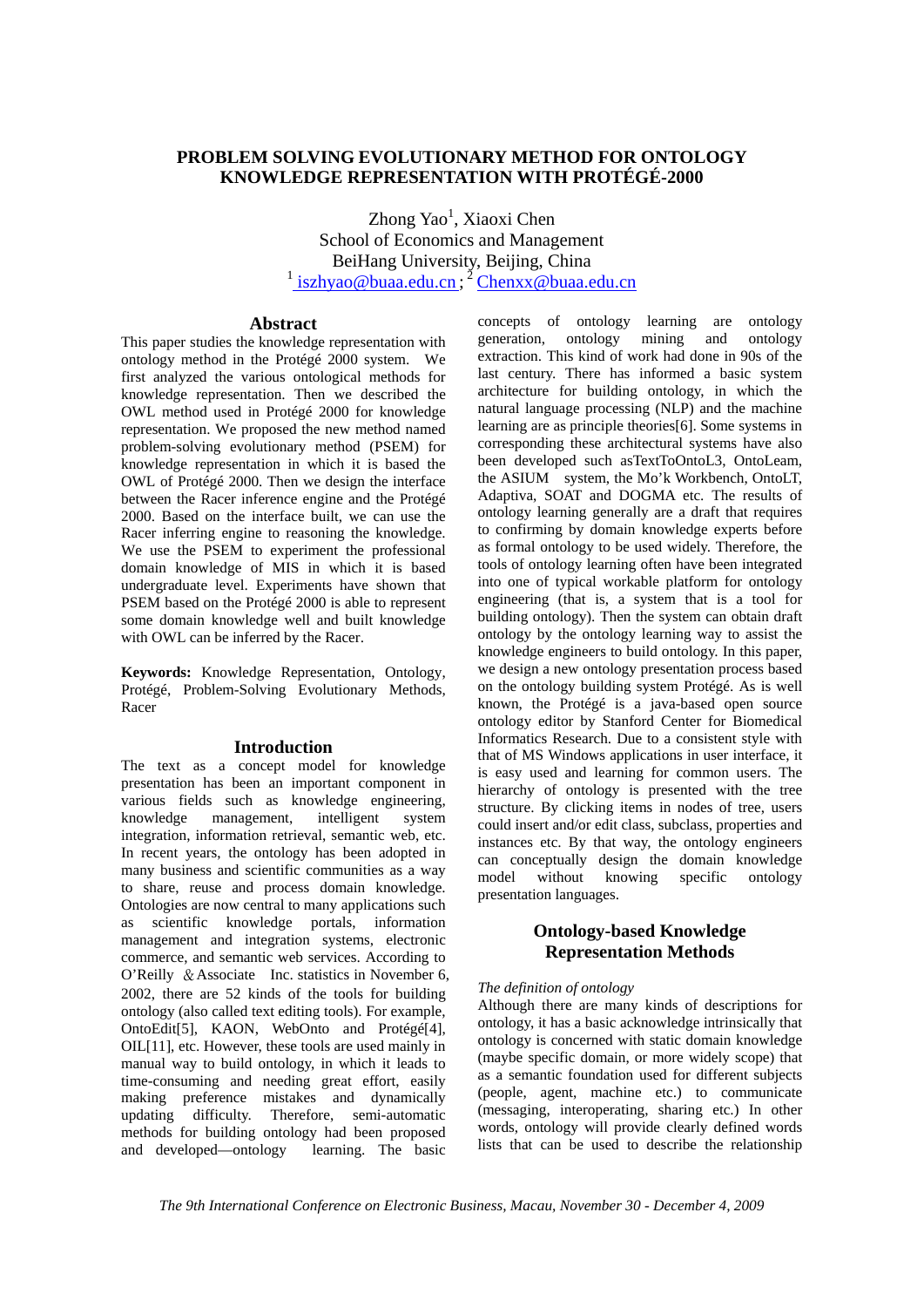# PROBLEM SOLVING EVOLUTIONARY METHOD FOR ONTOLOGY KNOWLEDGE REPRESENTATION WITH PROTÉGÉ-2000

Zhong Yao[1], Xiaoxi Chen
School of Economics and Management
BeiHang University, Beijing, China
[1] iszhyao@buaa.edu.cn ; [2] Chenxx@buaa.edu.cn

## Abstract

This paper studies the knowledge representation with ontology method in the Protégé 2000 system. We first analyzed the various ontological methods for knowledge representation. Then we described the OWL method used in Protégé 2000 for knowledge representation. We proposed the new method named problem-solving evolutionary method (PSEM) for knowledge representation in which it is based the OWL of Protégé 2000. Then we design the interface between the Racer inference engine and the Protégé 2000. Based on the interface built, we can use the Racer inferring engine to reasoning the knowledge. We use the PSEM to experiment the professional domain knowledge of MIS in which it is based undergraduate level. Experiments have shown that PSEM based on the Protégé 2000 is able to represent some domain knowledge well and built knowledge with OWL can be inferred by the Racer.

**Keywords:** Knowledge Representation, Ontology, Protégé, Problem-Solving Evolutionary Methods, Racer

## Introduction

The text as a concept model for knowledge presentation has been an important component in various fields such as knowledge engineering, knowledge management, intelligent system integration, information retrieval, semantic web, etc. In recent years, the ontology has been adopted in many business and scientific communities as a way to share, reuse and process domain knowledge. Ontologies are now central to many applications such as scientific knowledge portals, information management and integration systems, electronic commerce, and semantic web services. According to O'Reilly ＆Associate Inc. statistics in November 6, 2002, there are 52 kinds of the tools for building ontology (also called text editing tools). For example, OntoEdit[5], KAON, WebOnto and Protégé[4], OIL[11], etc. However, these tools are used mainly in manual way to build ontology, in which it leads to time-consuming and needing great effort, easily making preference mistakes and dynamically updating difficulty. Therefore, semi-automatic methods for building ontology had been proposed and developed—ontology learning. The basic concepts of ontology learning are ontology generation, ontology mining and ontology extraction. This kind of work had done in 90s of the last century. There has informed a basic system architecture for building ontology, in which the natural language processing (NLP) and the machine learning are as principle theories[6]. Some systems in corresponding these architectural systems have also been developed such asTextToOntoL3, OntoLeam, the ASIUM system, the Mo'k Workbench, OntoLT, Adaptiva, SOAT and DOGMA etc. The results of ontology learning generally are a draft that requires to confirming by domain knowledge experts before as formal ontology to be used widely. Therefore, the tools of ontology learning often have been integrated into one of typical workable platform for ontology engineering (that is, a system that is a tool for building ontology). Then the system can obtain draft ontology by the ontology learning way to assist the knowledge engineers to build ontology. In this paper, we design a new ontology presentation process based on the ontology building system Protégé. As is well known, the Protégé is a java-based open source ontology editor by Stanford Center for Biomedical Informatics Research. Due to a consistent style with that of MS Windows applications in user interface, it is easy used and learning for common users. The hierarchy of ontology is presented with the tree structure. By clicking items in nodes of tree, users could insert and/or edit class, subclass, properties and instances etc. By that way, the ontology engineers can conceptually design the domain knowledge model without knowing specific ontology presentation languages.

## Ontology-based Knowledge Representation Methods

*The definition of ontology*

Although there are many kinds of descriptions for ontology, it has a basic acknowledge intrinsically that ontology is concerned with static domain knowledge (maybe specific domain, or more widely scope) that as a semantic foundation used for different subjects (people, agent, machine etc.) to communicate (messaging, interoperating, sharing etc.) In other words, ontology will provide clearly defined words lists that can be used to describe the relationship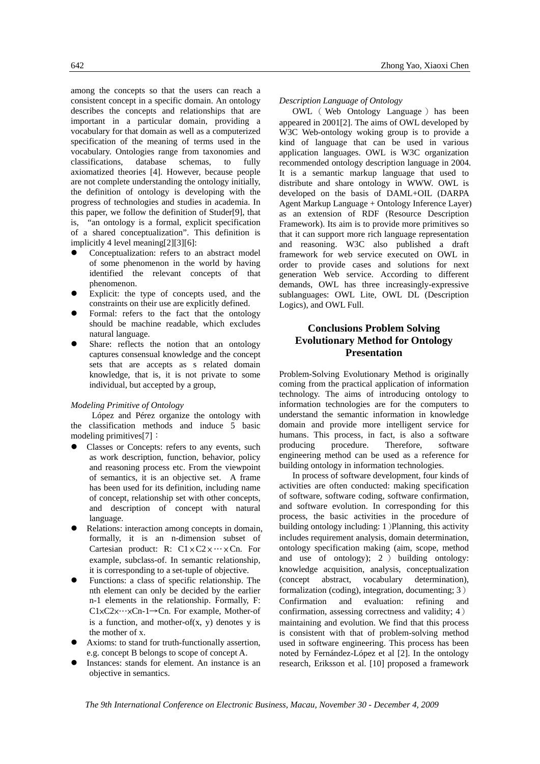among the concepts so that the users can reach a consistent concept in a specific domain. An ontology describes the concepts and relationships that are important in a particular domain, providing a vocabulary for that domain as well as a computerized specification of the meaning of terms used in the vocabulary. Ontologies range from taxonomies and classifications, database schemas, to fully axiomatized theories [4]. However, because people are not complete understanding the ontology initially, the definition of ontology is developing with the progress of technologies and studies in academia. In this paper, we follow the definition of Studer[9], that is, "an ontology is a formal, explicit specification of a shared conceptualization". This definition is implicitly 4 level meaning[2][3][6]:

- Conceptualization: refers to an abstract model of some phenomenon in the world by having identified the relevant concepts of that phenomenon.
- Explicit: the type of concepts used, and the constraints on their use are explicitly defined.
- Formal: refers to the fact that the ontology should be machine readable, which excludes natural language.
- Share: reflects the notion that an ontology captures consensual knowledge and the concept sets that are accepts as s related domain knowledge, that is, it is not private to some individual, but accepted by a group,

*Modeling Primitive of Ontology*

López and Pérez organize the ontology with the classification methods and induce 5 basic modeling primitives[7]：

- Classes or Concepts: refers to any events, such as work description, function, behavior, policy and reasoning process etc. From the viewpoint of semantics, it is an objective set. A frame has been used for its definition, including name of concept, relationship set with other concepts, and description of concept with natural language.
- Relations: interaction among concepts in domain, formally, it is an n-dimension subset of Cartesian product: R: $C1 \times C2 \times \cdots \times Cn$. For example, subclass-of. In semantic relationship, it is corresponding to a set-tuple of objective.
- Functions: a class of specific relationship. The nth element can only be decided by the earlier n-1 elements in the relationship. Formally, F: $C1 \times C2 \times \cdots \times Cn\text{-}1 \rightarrow Cn$. For example, Mother-of is a function, and mother-of(x, y) denotes y is the mother of x.
- Axioms: to stand for truth-functionally assertion, e.g. concept B belongs to scope of concept A.
- Instances: stands for element. An instance is an objective in semantics.

*Description Language of Ontology*

OWL（Web Ontology Language）has been appeared in 2001[2]. The aims of OWL developed by W3C Web-ontology woking group is to provide a kind of language that can be used in various application languages. OWL is W3C organization recommended ontology description language in 2004. It is a semantic markup language that used to distribute and share ontology in WWW. OWL is developed on the basis of DAML+OIL (DARPA Agent Markup Language + Ontology Inference Layer) as an extension of RDF (Resource Description Framework). Its aim is to provide more primitives so that it can support more rich language representation and reasoning. W3C also published a draft framework for web service executed on OWL in order to provide cases and solutions for next generation Web service. According to different demands, OWL has three increasingly-expressive sublanguages: OWL Lite, OWL DL (Description Logics), and OWL Full.

## Conclusions Problem Solving Evolutionary Method for Ontology Presentation

Problem-Solving Evolutionary Method is originally coming from the practical application of information technology. The aims of introducing ontology to information technologies are for the computers to understand the semantic information in knowledge domain and provide more intelligent service for humans. This process, in fact, is also a software producing procedure. Therefore, software engineering method can be used as a reference for building ontology in information technologies.

In process of software development, four kinds of activities are often conducted: making specification of software, software coding, software confirmation, and software evolution. In corresponding for this process, the basic activities in the procedure of building ontology including: 1）Planning, this activity includes requirement analysis, domain determination, ontology specification making (aim, scope, method and use of ontology); 2）building ontology: knowledge acquisition, analysis, conceptualization (concept abstract, vocabulary determination), formalization (coding), integration, documenting; 3）Confirmation and evaluation: refining and confirmation, assessing correctness and validity; 4）maintaining and evolution. We find that this process is consistent with that of problem-solving method used in software engineering. This process has been noted by Fernández-López et al [2]. In the ontology research, Eriksson et al. [10] proposed a framework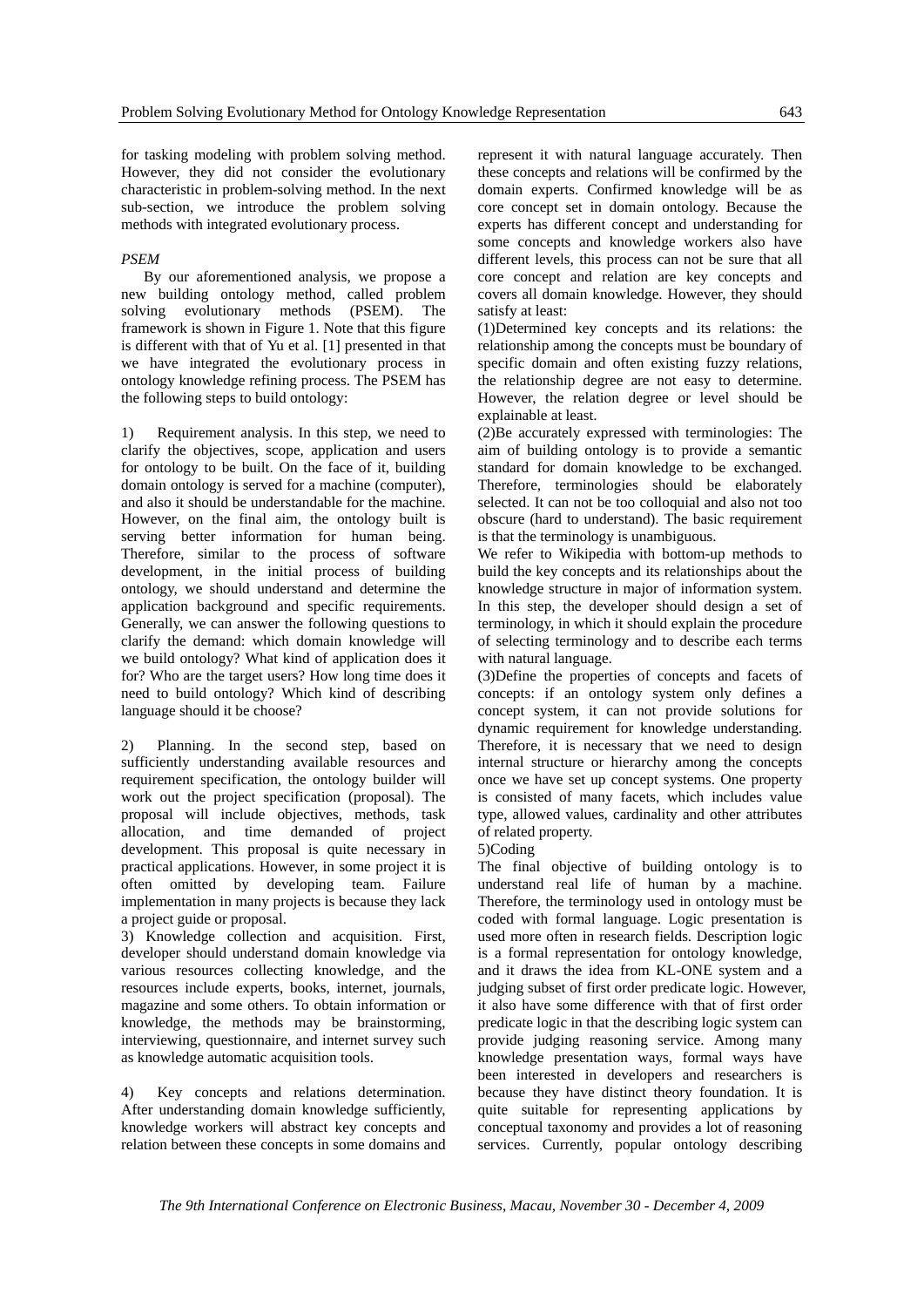for tasking modeling with problem solving method. However, they did not consider the evolutionary characteristic in problem-solving method. In the next sub-section, we introduce the problem solving methods with integrated evolutionary process.

*PSEM*

By our aforementioned analysis, we propose a new building ontology method, called problem solving evolutionary methods (PSEM). The framework is shown in Figure 1. Note that this figure is different with that of Yu et al. [1] presented in that we have integrated the evolutionary process in ontology knowledge refining process. The PSEM has the following steps to build ontology:

1) Requirement analysis. In this step, we need to clarify the objectives, scope, application and users for ontology to be built. On the face of it, building domain ontology is served for a machine (computer), and also it should be understandable for the machine. However, on the final aim, the ontology built is serving better information for human being. Therefore, similar to the process of software development, in the initial process of building ontology, we should understand and determine the application background and specific requirements. Generally, we can answer the following questions to clarify the demand: which domain knowledge will we build ontology? What kind of application does it for? Who are the target users? How long time does it need to build ontology? Which kind of describing language should it be choose?

2) Planning. In the second step, based on sufficiently understanding available resources and requirement specification, the ontology builder will work out the project specification (proposal). The proposal will include objectives, methods, task allocation, and time demanded of project development. This proposal is quite necessary in practical applications. However, in some project it is often omitted by developing team. Failure implementation in many projects is because they lack a project guide or proposal.

3) Knowledge collection and acquisition. First, developer should understand domain knowledge via various resources collecting knowledge, and the resources include experts, books, internet, journals, magazine and some others. To obtain information or knowledge, the methods may be brainstorming, interviewing, questionnaire, and internet survey such as knowledge automatic acquisition tools.

4) Key concepts and relations determination. After understanding domain knowledge sufficiently, knowledge workers will abstract key concepts and relation between these concepts in some domains and represent it with natural language accurately. Then these concepts and relations will be confirmed by the domain experts. Confirmed knowledge will be as core concept set in domain ontology. Because the experts has different concept and understanding for some concepts and knowledge workers also have different levels, this process can not be sure that all core concept and relation are key concepts and covers all domain knowledge. However, they should satisfy at least:

(1)Determined key concepts and its relations: the relationship among the concepts must be boundary of specific domain and often existing fuzzy relations, the relationship degree are not easy to determine. However, the relation degree or level should be explainable at least.

(2)Be accurately expressed with terminologies: The aim of building ontology is to provide a semantic standard for domain knowledge to be exchanged. Therefore, terminologies should be elaborately selected. It can not be too colloquial and also not too obscure (hard to understand). The basic requirement is that the terminology is unambiguous.

We refer to Wikipedia with bottom-up methods to build the key concepts and its relationships about the knowledge structure in major of information system. In this step, the developer should design a set of terminology, in which it should explain the procedure of selecting terminology and to describe each terms with natural language.

(3)Define the properties of concepts and facets of concepts: if an ontology system only defines a concept system, it can not provide solutions for dynamic requirement for knowledge understanding. Therefore, it is necessary that we need to design internal structure or hierarchy among the concepts once we have set up concept systems. One property is consisted of many facets, which includes value type, allowed values, cardinality and other attributes of related property.

5)Coding

The final objective of building ontology is to understand real life of human by a machine. Therefore, the terminology used in ontology must be coded with formal language. Logic presentation is used more often in research fields. Description logic is a formal representation for ontology knowledge, and it draws the idea from KL-ONE system and a judging subset of first order predicate logic. However, it also have some difference with that of first order predicate logic in that the describing logic system can provide judging reasoning service. Among many knowledge presentation ways, formal ways have been interested in developers and researchers is because they have distinct theory foundation. It is quite suitable for representing applications by conceptual taxonomy and provides a lot of reasoning services. Currently, popular ontology describing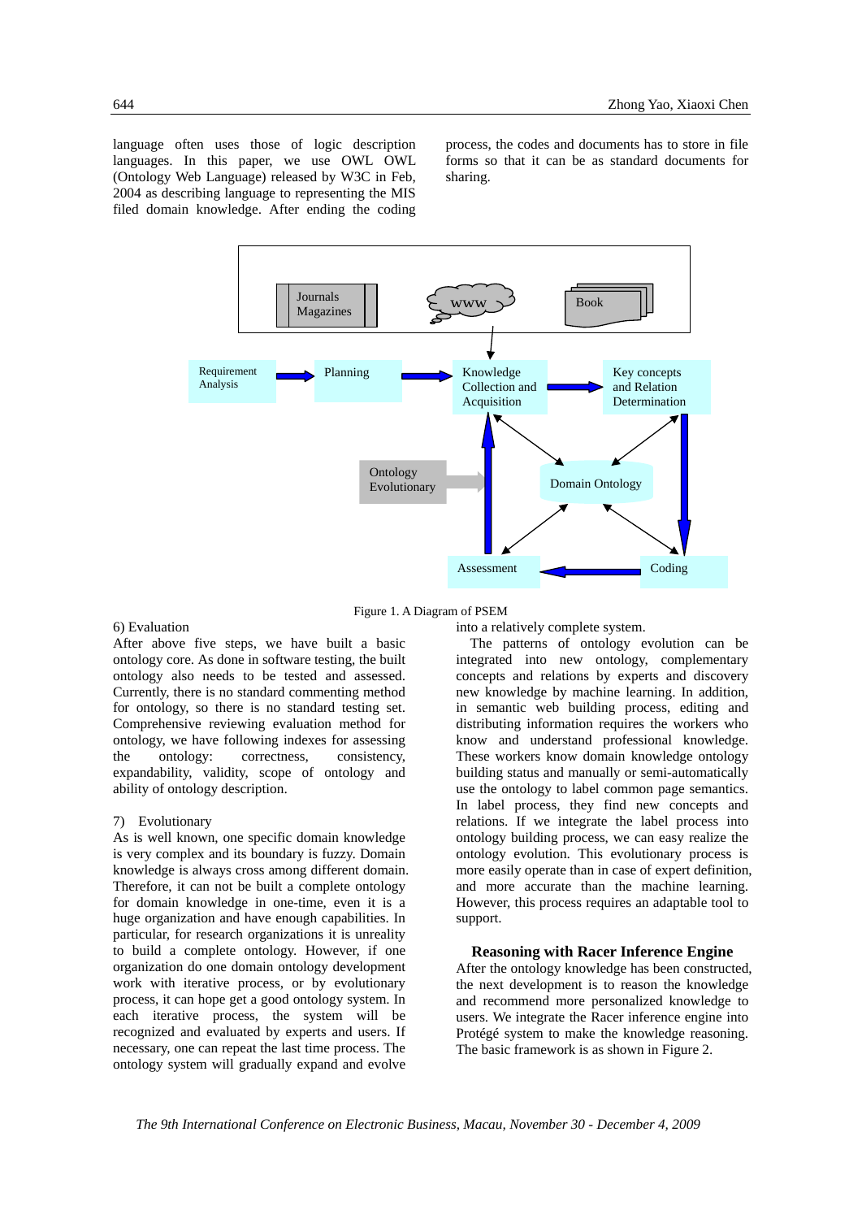language often uses those of logic description languages. In this paper, we use OWL OWL (Ontology Web Language) released by W3C in Feb, 2004 as describing language to representing the MIS filed domain knowledge. After ending the coding process, the codes and documents has to store in file forms so that it can be as standard documents for sharing.

Figure 1. A Diagram of PSEM

6) Evaluation
After above five steps, we have built a basic ontology core. As done in software testing, the built ontology also needs to be tested and assessed. Currently, there is no standard commenting method for ontology, so there is no standard testing set. Comprehensive reviewing evaluation method for ontology, we have following indexes for assessing the ontology: correctness, consistency, expandability, validity, scope of ontology and ability of ontology description.

7) Evolutionary
As is well known, one specific domain knowledge is very complex and its boundary is fuzzy. Domain knowledge is always cross among different domain. Therefore, it can not be built a complete ontology for domain knowledge in one-time, even it is a huge organization and have enough capabilities. In particular, for research organizations it is unreality to build a complete ontology. However, if one organization do one domain ontology development work with iterative process, or by evolutionary process, it can hope get a good ontology system. In each iterative process, the system will be recognized and evaluated by experts and users. If necessary, one can repeat the last time process. The ontology system will gradually expand and evolve into a relatively complete system.

The patterns of ontology evolution can be integrated into new ontology, complementary concepts and relations by experts and discovery new knowledge by machine learning. In addition, in semantic web building process, editing and distributing information requires the workers who know and understand professional knowledge. These workers know domain knowledge ontology building status and manually or semi-automatically use the ontology to label common page semantics. In label process, they find new concepts and relations. If we integrate the label process into ontology building process, we can easy realize the ontology evolution. This evolutionary process is more easily operate than in case of expert definition, and more accurate than the machine learning. However, this process requires an adaptable tool to support.

## Reasoning with Racer Inference Engine

After the ontology knowledge has been constructed, the next development is to reason the knowledge and recommend more personalized knowledge to users. We integrate the Racer inference engine into Protégé system to make the knowledge reasoning. The basic framework is as shown in Figure 2.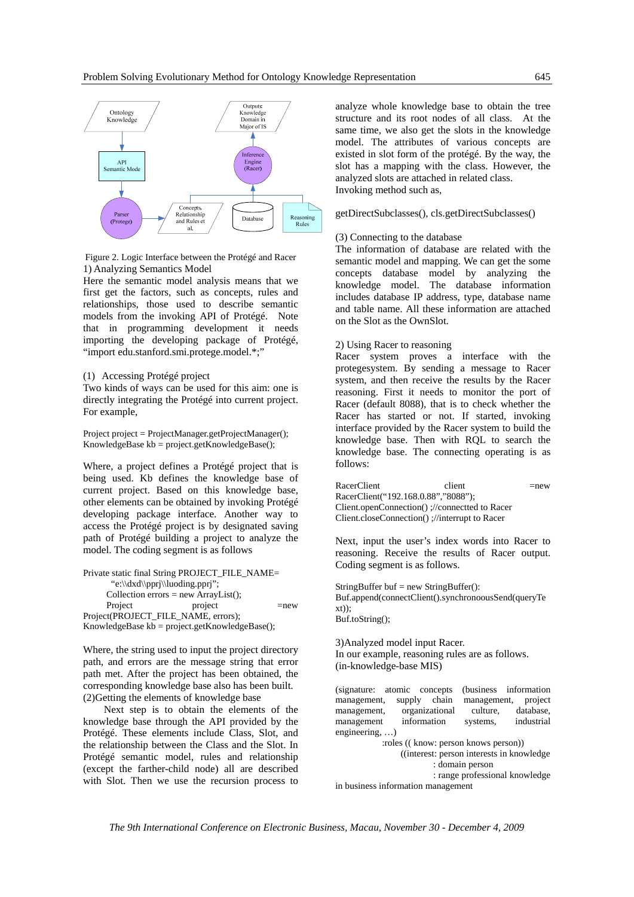Figure 2. Logic Interface between the Protégé and Racer

1) Analyzing Semantics Model

Here the semantic model analysis means that we first get the factors, such as concepts, rules and relationships, those used to describe semantic models from the invoking API of Protégé. Note that in programming development it needs importing the developing package of Protégé, "import edu.stanford.smi.protege.model.*;"

(1) Accessing Protégé project

Two kinds of ways can be used for this aim: one is directly integrating the Protégé into current project. For example,

```
Project project = ProjectManager.getProjectManager();
KnowledgeBase kb = project.getKnowledgeBase();
```

Where, a project defines a Protégé project that is being used. Kb defines the knowledge base of current project. Based on this knowledge base, other elements can be obtained by invoking Protégé developing package interface. Another way to access the Protégé project is by designated saving path of Protégé building a project to analyze the model. The coding segment is as follows

```
Private static final String PROJECT_FILE_NAME=
    "e:\\dxd\\pprj\\luoding.pprj";
    Collection errors = new ArrayList();
    Project         project         =new
Project(PROJECT_FILE_NAME, errors);
KnowledgeBase kb = project.getKnowledgeBase();
```

Where, the string used to input the project directory path, and errors are the message string that error path met. After the project has been obtained, the corresponding knowledge base also has been built.

(2)Getting the elements of knowledge base

Next step is to obtain the elements of the knowledge base through the API provided by the Protégé. These elements include Class, Slot, and the relationship between the Class and the Slot. In Protégé semantic model, rules and relationship (except the farther-child node) all are described with Slot. Then we use the recursion process to analyze whole knowledge base to obtain the tree structure and its root nodes of all class. At the same time, we also get the slots in the knowledge model. The attributes of various concepts are existed in slot form of the protégé. By the way, the slot has a mapping with the class. However, the analyzed slots are attached in related class.

Invoking method such as,

```
getDirectSubclasses(), cls.getDirectSubclasses()
```

(3) Connecting to the database

The information of database are related with the semantic model and mapping. We can get the some concepts database model by analyzing the knowledge model. The database information includes database IP address, type, database name and table name. All these information are attached on the Slot as the OwnSlot.

2) Using Racer to reasoning

Racer system proves a interface with the protegesystem. By sending a message to Racer system, and then receive the results by the Racer reasoning. First it needs to monitor the port of Racer (default 8088), that is to check whether the Racer has started or not. If started, invoking interface provided by the Racer system to build the knowledge base. Then with RQL to search the knowledge base. The connecting operating is as follows:

```
RacerClient             client             =new
RacerClient("192.168.0.88","8088");
Client.openConnection() ;//connectted to Racer
Client.closeConnection() ;//interrupt to Racer
```

Next, input the user's index words into Racer to reasoning. Receive the results of Racer output. Coding segment is as follows.

```
StringBuffer buf = new StringBuffer():
Buf.append(connectClient().synchronoousSend(queryTe
xt));
Buf.toString();
```

3)Analyzed model input Racer.

In our example, reasoning rules are as follows.

(in-knowledge-base MIS)

```
(signature: atomic concepts (business information
management, supply chain management, project
management, organizational culture, database,
management information systems, industrial
engineering, …)
            :roles (( know: person knows person))
                ((interest: person interests in knowledge
                        : domain person
                        : range professional knowledge
in business information management
```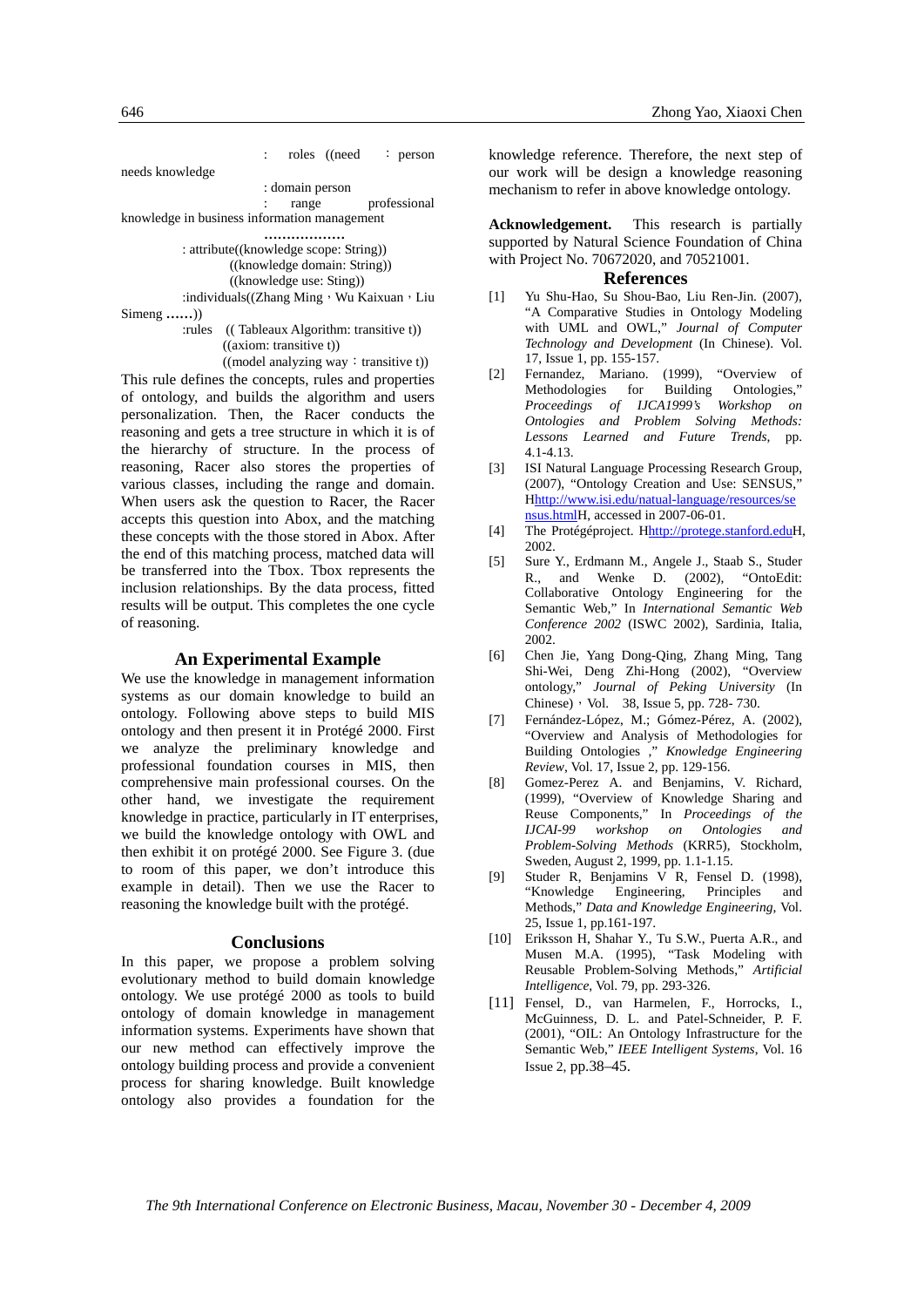: roles ((need : person needs knowledge

: domain person

: range professional knowledge in business information management

………………

: attribute((knowledge scope: String))

((knowledge domain: String))

((knowledge use: Sting))

:individuals((Zhang Ming，Wu Kaixuan，Liu Simeng ……))

:rules (( Tableaux Algorithm: transitive t))

((axiom: transitive t))

((model analyzing way：transitive t))

This rule defines the concepts, rules and properties of ontology, and builds the algorithm and users personalization. Then, the Racer conducts the reasoning and gets a tree structure in which it is of the hierarchy of structure. In the process of reasoning, Racer also stores the properties of various classes, including the range and domain. When users ask the question to Racer, the Racer accepts this question into Abox, and the matching these concepts with the those stored in Abox. After the end of this matching process, matched data will be transferred into the Tbox. Tbox represents the inclusion relationships. By the data process, fitted results will be output. This completes the one cycle of reasoning.

## An Experimental Example

We use the knowledge in management information systems as our domain knowledge to build an ontology. Following above steps to build MIS ontology and then present it in Protégé 2000. First we analyze the preliminary knowledge and professional foundation courses in MIS, then comprehensive main professional courses. On the other hand, we investigate the requirement knowledge in practice, particularly in IT enterprises, we build the knowledge ontology with OWL and then exhibit it on protégé 2000. See Figure 3. (due to room of this paper, we don't introduce this example in detail). Then we use the Racer to reasoning the knowledge built with the protégé.

## Conclusions

In this paper, we propose a problem solving evolutionary method to build domain knowledge ontology. We use protégé 2000 as tools to build ontology of domain knowledge in management information systems. Experiments have shown that our new method can effectively improve the ontology building process and provide a convenient process for sharing knowledge. Built knowledge ontology also provides a foundation for the knowledge reference. Therefore, the next step of our work will be design a knowledge reasoning mechanism to refer in above knowledge ontology.

**Acknowledgement.** This research is partially supported by Natural Science Foundation of China with Project No. 70672020, and 70521001.

## References

[1] Yu Shu-Hao, Su Shou-Bao, Liu Ren-Jin. (2007), "A Comparative Studies in Ontology Modeling with UML and OWL," *Journal of Computer Technology and Development* (In Chinese). Vol. 17, Issue 1, pp. 155-157.

[2] Fernandez, Mariano. (1999), "Overview of Methodologies for Building Ontologies," *Proceedings of IJCA1999's Workshop on Ontologies and Problem Solving Methods: Lessons Learned and Future Trends*, pp. 4.1-4.13.

[3] ISI Natural Language Processing Research Group, (2007), "Ontology Creation and Use: SENSUS," Hhttp://www.isi.edu/natual-language/resources/sensus.htmlH, accessed in 2007-06-01.

[4] The Protégéproject. Hhttp://protege.stanford.eduH, 2002.

[5] Sure Y., Erdmann M., Angele J., Staab S., Studer R., and Wenke D. (2002), "OntoEdit: Collaborative Ontology Engineering for the Semantic Web," In *International Semantic Web Conference 2002* (ISWC 2002), Sardinia, Italia, 2002.

[6] Chen Jie, Yang Dong-Qing, Zhang Ming, Tang Shi-Wei, Deng Zhi-Hong (2002), "Overview ontology," *Journal of Peking University* (In Chinese)，Vol. 38, Issue 5, pp. 728- 730.

[7] Fernández-López, M.; Gómez-Pérez, A. (2002), "Overview and Analysis of Methodologies for Building Ontologies ," *Knowledge Engineering Review*, Vol. 17, Issue 2, pp. 129-156.

[8] Gomez-Perez A. and Benjamins, V. Richard, (1999), "Overview of Knowledge Sharing and Reuse Components," In *Proceedings of the IJCAI-99 workshop on Ontologies and Problem-Solving Methods* (KRR5), Stockholm, Sweden, August 2, 1999, pp. 1.1-1.15.

[9] Studer R, Benjamins V R, Fensel D. (1998), "Knowledge Engineering, Principles and Methods," *Data and Knowledge Engineering*, Vol. 25, Issue 1, pp.161-197.

[10] Eriksson H, Shahar Y., Tu S.W., Puerta A.R., and Musen M.A. (1995), "Task Modeling with Reusable Problem-Solving Methods," *Artificial Intelligence*, Vol. 79, pp. 293-326.

[11] Fensel, D., van Harmelen, F., Horrocks, I., McGuinness, D. L. and Patel-Schneider, P. F. (2001), "OIL: An Ontology Infrastructure for the Semantic Web," *IEEE Intelligent Systems*, Vol. 16 Issue 2, pp.38–45.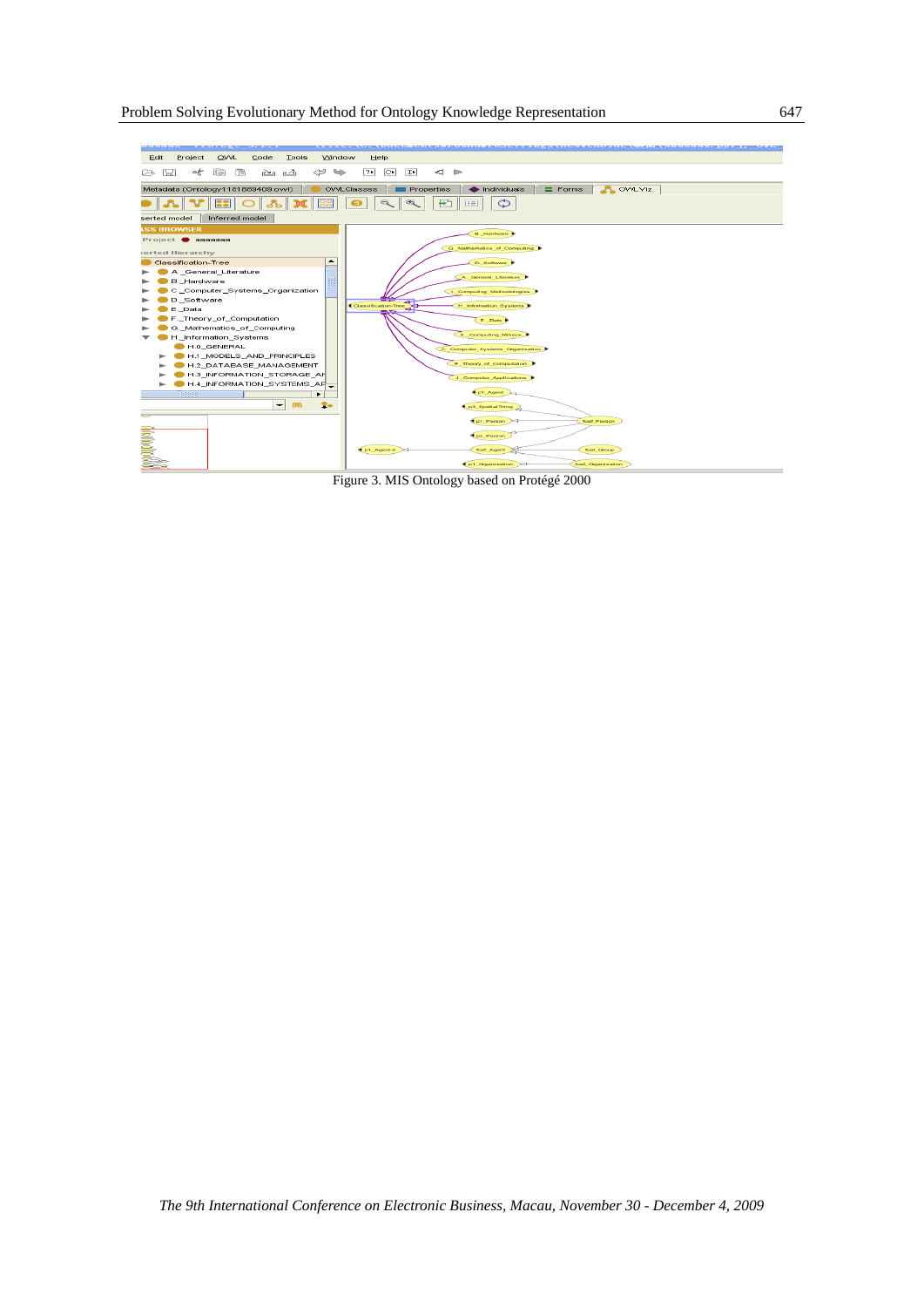Figure 3. MIS Ontology based on Protégé 2000